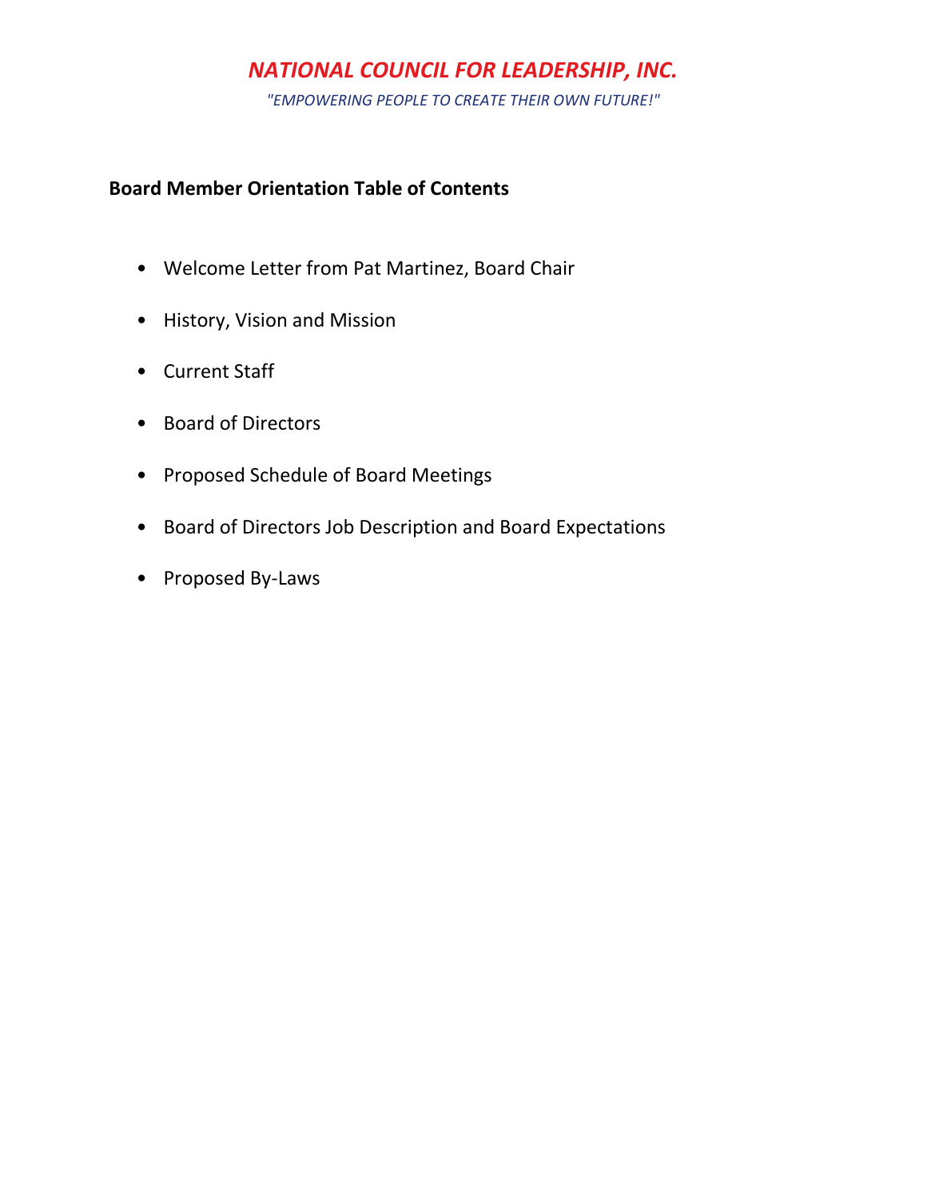# *NATIONAL COUNCIL FOR LEADERSHIP, INC.*

*"EMPOWERING PEOPLE TO CREATE THEIR OWN FUTURE!"*

**Board Member Orientation Table of Contents**

- Welcome Letter from Pat Martinez, Board Chair
- History, Vision and Mission
- Current Staff
- Board of Directors
- Proposed Schedule of Board Meetings
- Board of Directors Job Description and Board Expectations
- Proposed By-Laws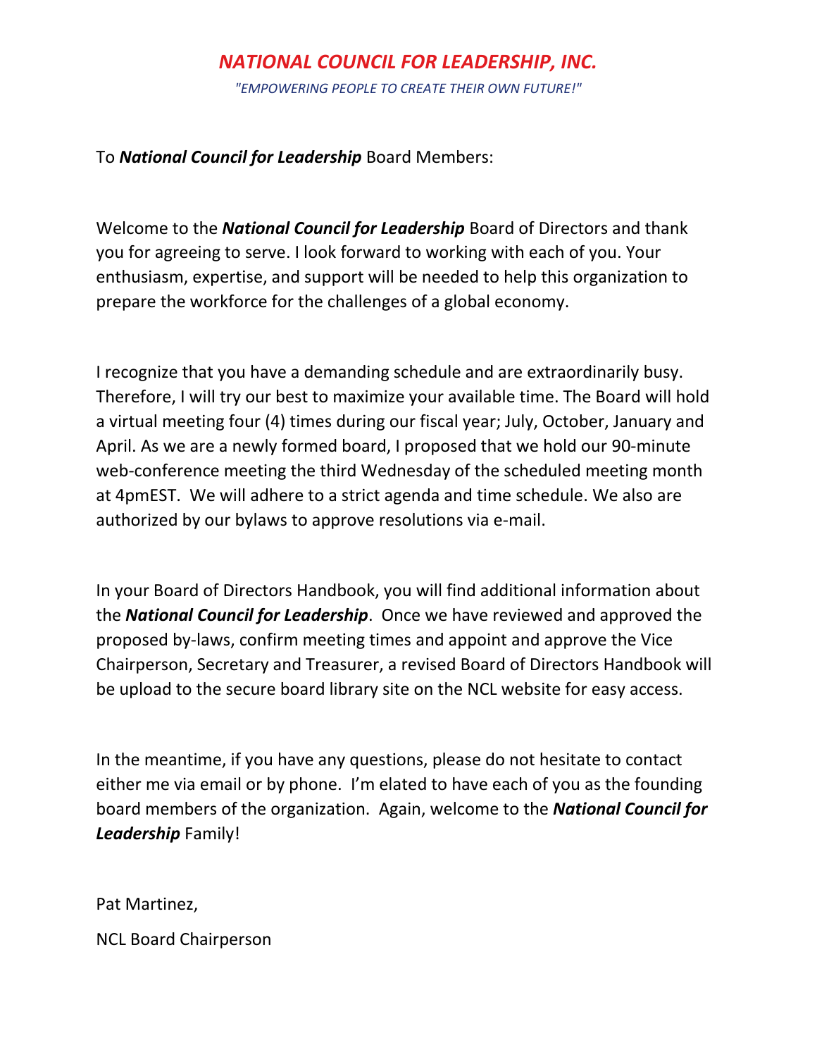# *NATIONAL COUNCIL FOR LEADERSHIP, INC.*

*"EMPOWERING PEOPLE TO CREATE THEIR OWN FUTURE!"*

To ***National Council for Leadership*** Board Members:

Welcome to the ***National Council for Leadership*** Board of Directors and thank you for agreeing to serve. I look forward to working with each of you. Your enthusiasm, expertise, and support will be needed to help this organization to prepare the workforce for the challenges of a global economy.

I recognize that you have a demanding schedule and are extraordinarily busy. Therefore, I will try our best to maximize your available time. The Board will hold a virtual meeting four (4) times during our fiscal year; July, October, January and April. As we are a newly formed board, I proposed that we hold our 90-minute web-conference meeting the third Wednesday of the scheduled meeting month at 4pmEST. We will adhere to a strict agenda and time schedule. We also are authorized by our bylaws to approve resolutions via e-mail.

In your Board of Directors Handbook, you will find additional information about the ***National Council for Leadership***. Once we have reviewed and approved the proposed by-laws, confirm meeting times and appoint and approve the Vice Chairperson, Secretary and Treasurer, a revised Board of Directors Handbook will be upload to the secure board library site on the NCL website for easy access.

In the meantime, if you have any questions, please do not hesitate to contact either me via email or by phone. I'm elated to have each of you as the founding board members of the organization. Again, welcome to the ***National Council for Leadership*** Family!

Pat Martinez,

NCL Board Chairperson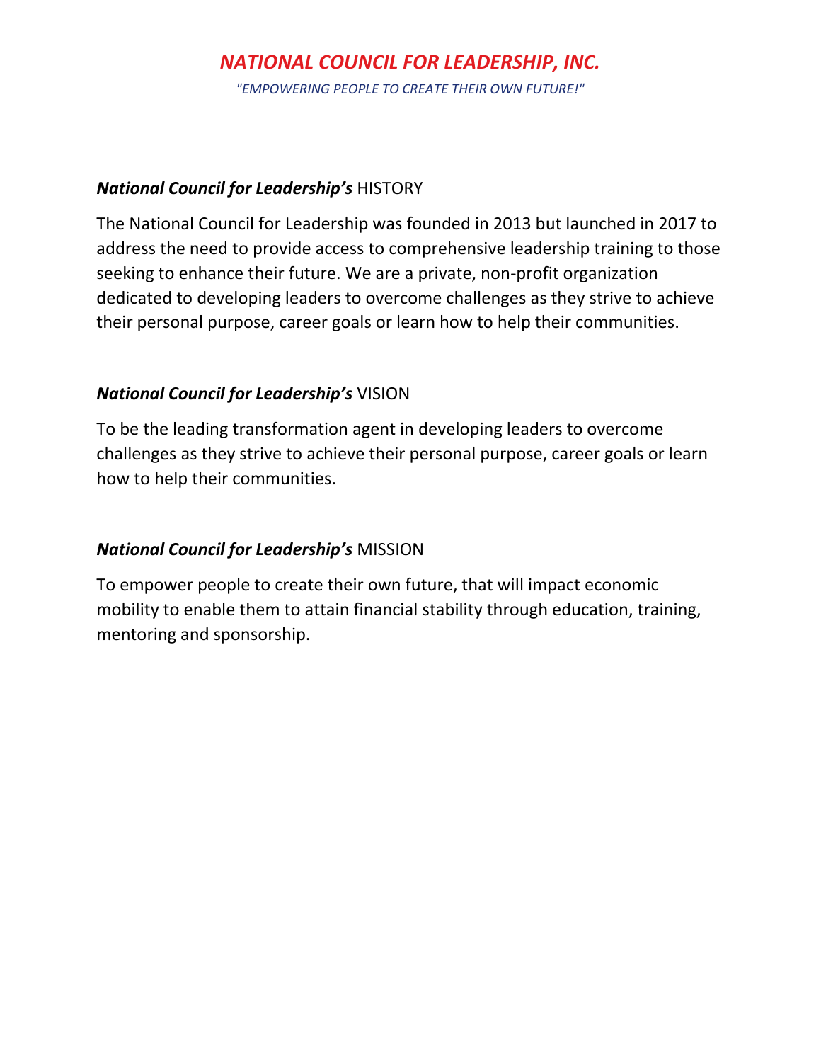# *NATIONAL COUNCIL FOR LEADERSHIP, INC.*

*"EMPOWERING PEOPLE TO CREATE THEIR OWN FUTURE!"*

## ***National Council for Leadership's*** HISTORY

The National Council for Leadership was founded in 2013 but launched in 2017 to address the need to provide access to comprehensive leadership training to those seeking to enhance their future. We are a private, non-profit organization dedicated to developing leaders to overcome challenges as they strive to achieve their personal purpose, career goals or learn how to help their communities.

## ***National Council for Leadership's*** VISION

To be the leading transformation agent in developing leaders to overcome challenges as they strive to achieve their personal purpose, career goals or learn how to help their communities.

## ***National Council for Leadership's*** MISSION

To empower people to create their own future, that will impact economic mobility to enable them to attain financial stability through education, training, mentoring and sponsorship.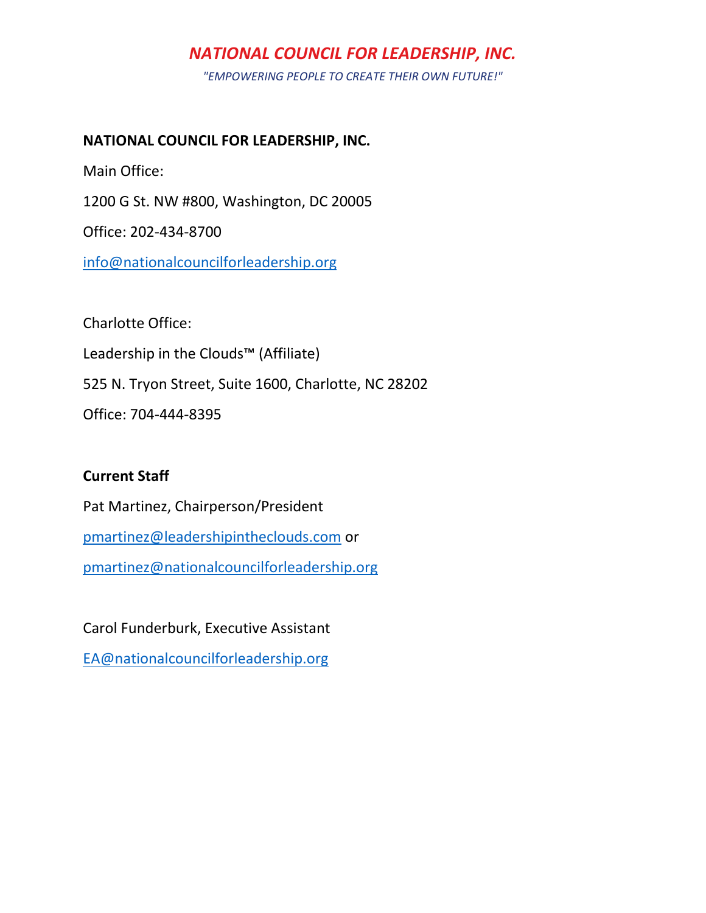*NATIONAL COUNCIL FOR LEADERSHIP, INC.*

*"EMPOWERING PEOPLE TO CREATE THEIR OWN FUTURE!"*

**NATIONAL COUNCIL FOR LEADERSHIP, INC.**

Main Office:

1200 G St. NW #800, Washington, DC 20005

Office: 202-434-8700

info@nationalcouncilforleadership.org

Charlotte Office:

Leadership in the Clouds™ (Affiliate)

525 N. Tryon Street, Suite 1600, Charlotte, NC 28202

Office: 704-444-8395

**Current Staff**

Pat Martinez, Chairperson/President

pmartinez@leadershipintheclouds.com or

pmartinez@nationalcouncilforleadership.org

Carol Funderburk, Executive Assistant

EA@nationalcouncilforleadership.org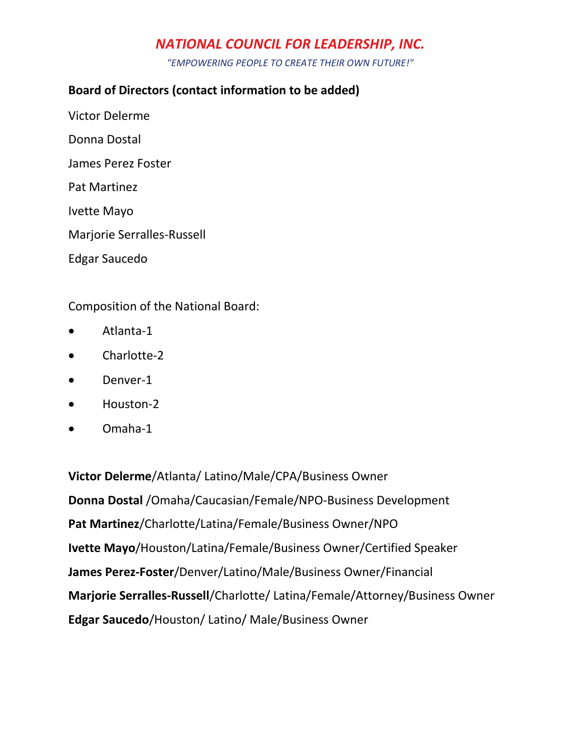# *NATIONAL COUNCIL FOR LEADERSHIP, INC.*

*"EMPOWERING PEOPLE TO CREATE THEIR OWN FUTURE!"*

**Board of Directors (contact information to be added)**

Victor Delerme

Donna Dostal

James Perez Foster

Pat Martinez

Ivette Mayo

Marjorie Serralles-Russell

Edgar Saucedo

Composition of the National Board:

- Atlanta-1
- Charlotte-2
- Denver-1
- Houston-2
- Omaha-1

**Victor Delerme**/Atlanta/ Latino/Male/CPA/Business Owner

**Donna Dostal** /Omaha/Caucasian/Female/NPO-Business Development

**Pat Martinez**/Charlotte/Latina/Female/Business Owner/NPO

**Ivette Mayo**/Houston/Latina/Female/Business Owner/Certified Speaker

**James Perez-Foster**/Denver/Latino/Male/Business Owner/Financial

**Marjorie Serralles-Russell**/Charlotte/ Latina/Female/Attorney/Business Owner

**Edgar Saucedo**/Houston/ Latino/ Male/Business Owner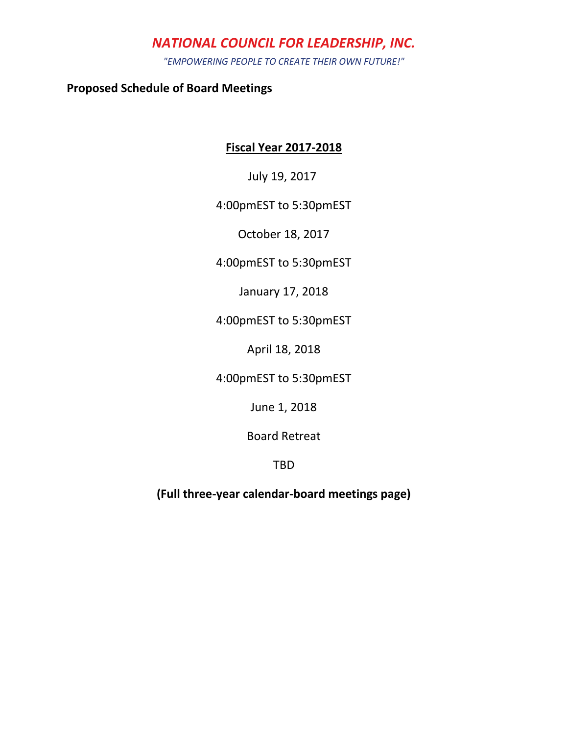# *NATIONAL COUNCIL FOR LEADERSHIP, INC.*

*"EMPOWERING PEOPLE TO CREATE THEIR OWN FUTURE!"*

**Proposed Schedule of Board Meetings**

**Fiscal Year 2017-2018**

July 19, 2017

4:00pmEST to 5:30pmEST

October 18, 2017

4:00pmEST to 5:30pmEST

January 17, 2018

4:00pmEST to 5:30pmEST

April 18, 2018

4:00pmEST to 5:30pmEST

June 1, 2018

Board Retreat

TBD

**(Full three-year calendar-board meetings page)**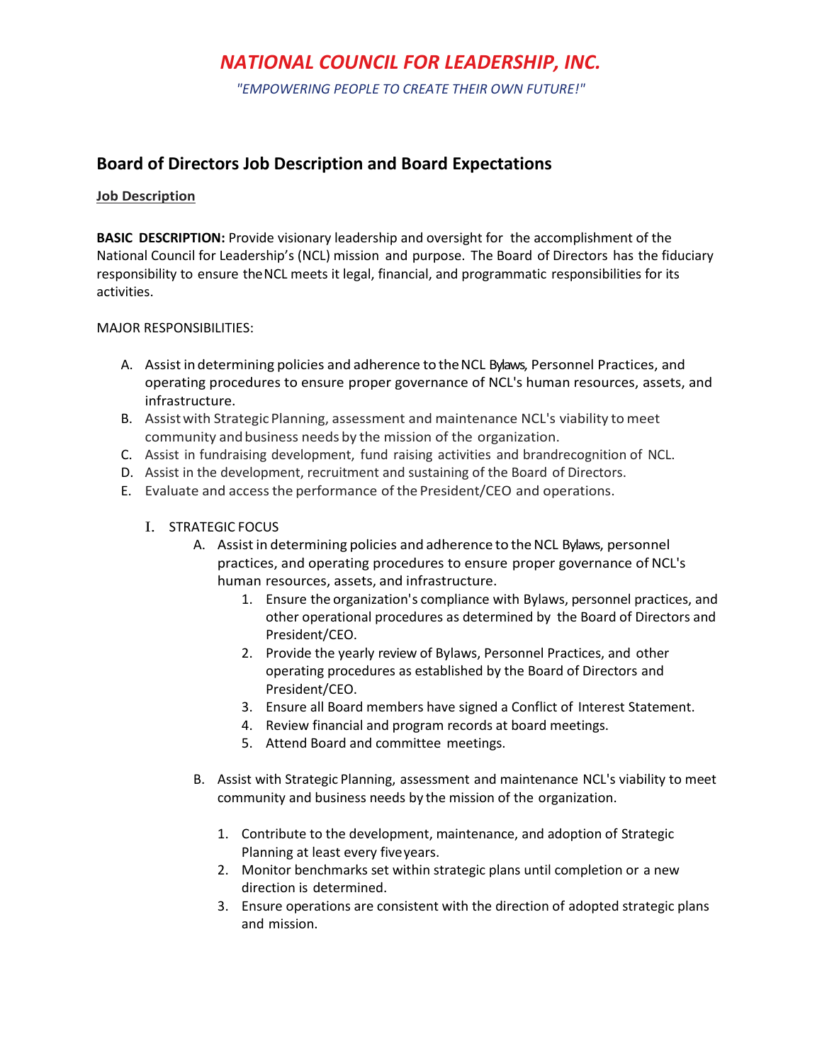# *NATIONAL COUNCIL FOR LEADERSHIP, INC.*

*"EMPOWERING PEOPLE TO CREATE THEIR OWN FUTURE!"*

## Board of Directors Job Description and Board Expectations

**Job Description**

**BASIC DESCRIPTION:** Provide visionary leadership and oversight for the accomplishment of the National Council for Leadership's (NCL) mission and purpose. The Board of Directors has the fiduciary responsibility to ensure the NCL meets it legal, financial, and programmatic responsibilities for its activities.

MAJOR RESPONSIBILITIES:

A. Assist in determining policies and adherence to the NCL Bylaws, Personnel Practices, and operating procedures to ensure proper governance of NCL's human resources, assets, and infrastructure.
B. Assist with Strategic Planning, assessment and maintenance NCL's viability to meet community and business needs by the mission of the organization.
C. Assist in fundraising development, fund raising activities and brandrecognition of NCL.
D. Assist in the development, recruitment and sustaining of the Board of Directors.
E. Evaluate and access the performance of the President/CEO and operations.

I. STRATEGIC FOCUS
   A. Assist in determining policies and adherence to the NCL Bylaws, personnel practices, and operating procedures to ensure proper governance of NCL's human resources, assets, and infrastructure.
      1. Ensure the organization's compliance with Bylaws, personnel practices, and other operational procedures as determined by the Board of Directors and President/CEO.
      2. Provide the yearly review of Bylaws, Personnel Practices, and other operating procedures as established by the Board of Directors and President/CEO.
      3. Ensure all Board members have signed a Conflict of Interest Statement.
      4. Review financial and program records at board meetings.
      5. Attend Board and committee meetings.

   B. Assist with Strategic Planning, assessment and maintenance NCL's viability to meet community and business needs by the mission of the organization.

      1. Contribute to the development, maintenance, and adoption of Strategic Planning at least every five years.
      2. Monitor benchmarks set within strategic plans until completion or a new direction is determined.
      3. Ensure operations are consistent with the direction of adopted strategic plans and mission.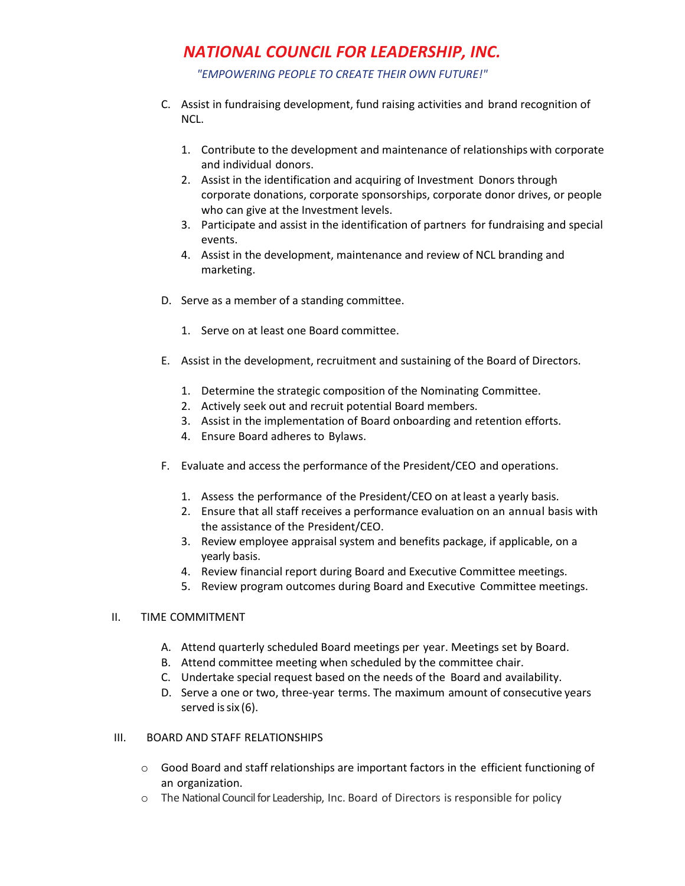C. Assist in fundraising development, fund raising activities and brand recognition of NCL.

   1. Contribute to the development and maintenance of relationships with corporate and individual donors.
   2. Assist in the identification and acquiring of Investment Donors through corporate donations, corporate sponsorships, corporate donor drives, or people who can give at the Investment levels.
   3. Participate and assist in the identification of partners for fundraising and special events.
   4. Assist in the development, maintenance and review of NCL branding and marketing.

D. Serve as a member of a standing committee.

   1. Serve on at least one Board committee.

E. Assist in the development, recruitment and sustaining of the Board of Directors.

   1. Determine the strategic composition of the Nominating Committee.
   2. Actively seek out and recruit potential Board members.
   3. Assist in the implementation of Board onboarding and retention efforts.
   4. Ensure Board adheres to Bylaws.

F. Evaluate and access the performance of the President/CEO and operations.

   1. Assess the performance of the President/CEO on at least a yearly basis.
   2. Ensure that all staff receives a performance evaluation on an annual basis with the assistance of the President/CEO.
   3. Review employee appraisal system and benefits package, if applicable, on a yearly basis.
   4. Review financial report during Board and Executive Committee meetings.
   5. Review program outcomes during Board and Executive Committee meetings.

II. TIME COMMITMENT

A. Attend quarterly scheduled Board meetings per year. Meetings set by Board.
B. Attend committee meeting when scheduled by the committee chair.
C. Undertake special request based on the needs of the Board and availability.
D. Serve a one or two, three-year terms. The maximum amount of consecutive years served is six (6).

III. BOARD AND STAFF RELATIONSHIPS

- Good Board and staff relationships are important factors in the efficient functioning of an organization.
- The National Council for Leadership, Inc. Board of Directors is responsible for policy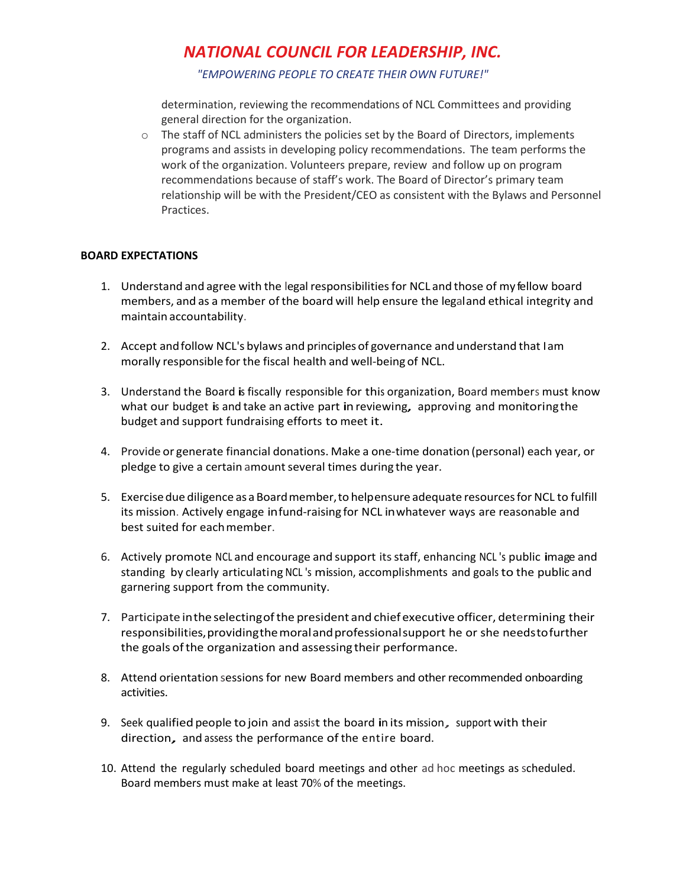determination, reviewing the recommendations of NCL Committees and providing general direction for the organization.

- The staff of NCL administers the policies set by the Board of Directors, implements programs and assists in developing policy recommendations. The team performs the work of the organization. Volunteers prepare, review and follow up on program recommendations because of staff's work. The Board of Director's primary team relationship will be with the President/CEO as consistent with the Bylaws and Personnel Practices.

**BOARD EXPECTATIONS**

1. Understand and agree with the legal responsibilities for NCL and those of my fellow board members, and as a member of the board will help ensure the legal and ethical integrity and maintain accountability.

2. Accept and follow NCL's bylaws and principles of governance and understand that I am morally responsible for the fiscal health and well-being of NCL.

3. Understand the Board is fiscally responsible for this organization, Board members must know what our budget is and take an active part in reviewing, approving and monitoring the budget and support fundraising efforts to meet it.

4. Provide or generate financial donations. Make a one-time donation (personal) each year, or pledge to give a certain amount several times during the year.

5. Exercise due diligence as a Board member, to help ensure adequate resources for NCL to fulfill its mission. Actively engage in fund-raising for NCL in whatever ways are reasonable and best suited for each member.

6. Actively promote NCL and encourage and support its staff, enhancing NCL's public image and standing by clearly articulating NCL's mission, accomplishments and goals to the public and garnering support from the community.

7. Participate in the selecting of the president and chief executive officer, determining their responsibilities, providing the moral and professional support he or she needs to further the goals of the organization and assessing their performance.

8. Attend orientation sessions for new Board members and other recommended onboarding activities.

9. Seek qualified people to join and assist the board in its mission, support with their direction, and assess the performance of the entire board.

10. Attend the regularly scheduled board meetings and other ad hoc meetings as scheduled. Board members must make at least 70% of the meetings.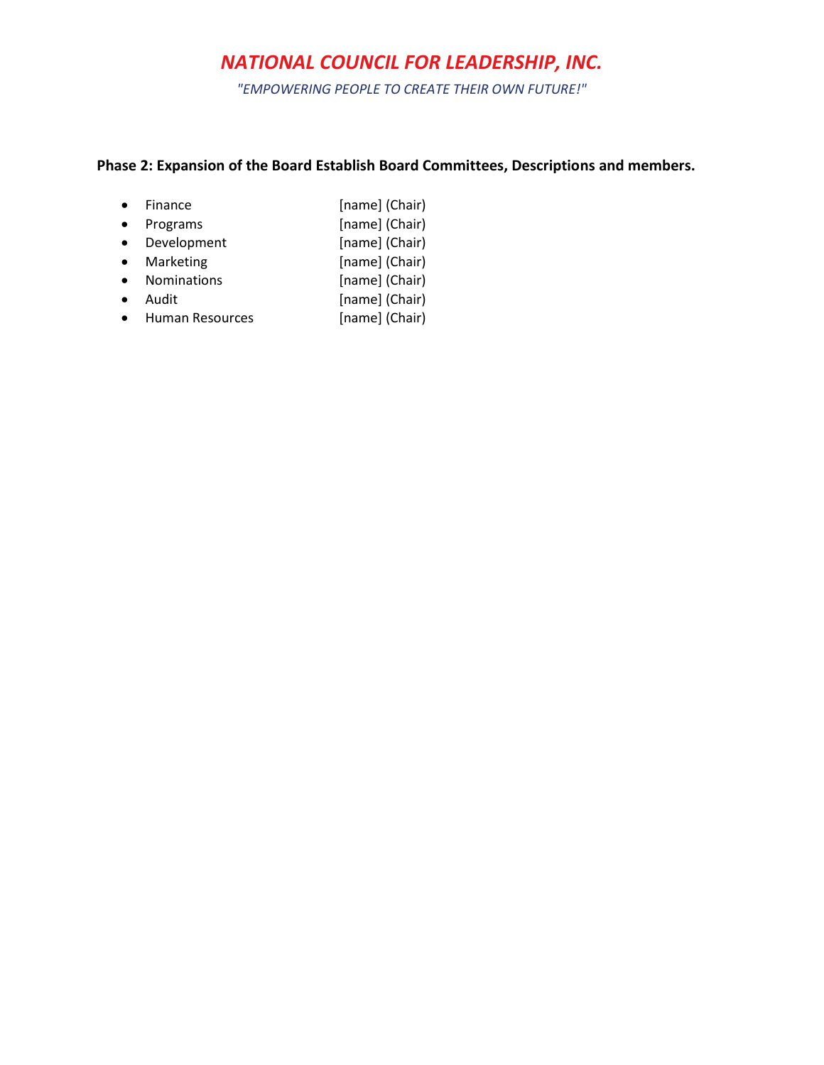*NATIONAL COUNCIL FOR LEADERSHIP, INC.*

*"EMPOWERING PEOPLE TO CREATE THEIR OWN FUTURE!"*

**Phase 2: Expansion of the Board Establish Board Committees, Descriptions and members.**

- Finance [name] (Chair)
- Programs [name] (Chair)
- Development [name] (Chair)
- Marketing [name] (Chair)
- Nominations [name] (Chair)
- Audit [name] (Chair)
- Human Resources [name] (Chair)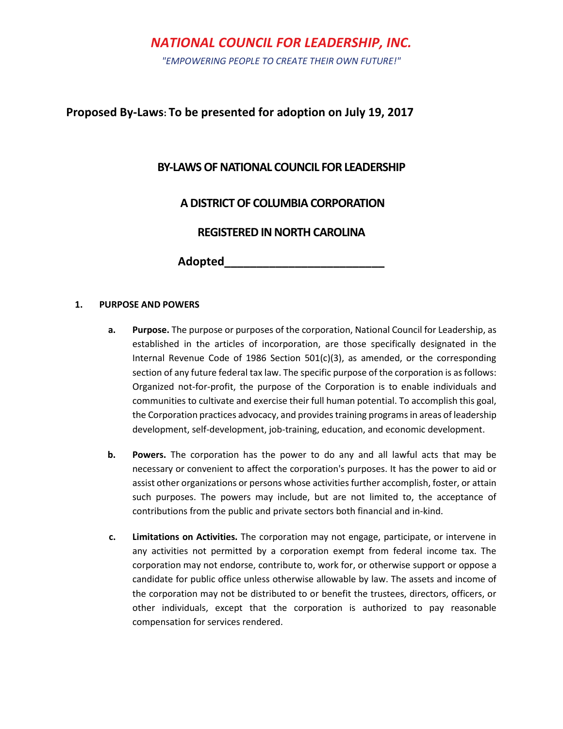# *NATIONAL COUNCIL FOR LEADERSHIP, INC.*

*"EMPOWERING PEOPLE TO CREATE THEIR OWN FUTURE!"*

## Proposed By-Laws: To be presented for adoption on July 19, 2017

### BY-LAWS OF NATIONAL COUNCIL FOR LEADERSHIP

### A DISTRICT OF COLUMBIA CORPORATION

### REGISTERED IN NORTH CAROLINA

**Adopted_________________________**

**1. PURPOSE AND POWERS**

**a. Purpose.** The purpose or purposes of the corporation, National Council for Leadership, as established in the articles of incorporation, are those specifically designated in the Internal Revenue Code of 1986 Section 501(c)(3), as amended, or the corresponding section of any future federal tax law. The specific purpose of the corporation is as follows: Organized not-for-profit, the purpose of the Corporation is to enable individuals and communities to cultivate and exercise their full human potential. To accomplish this goal, the Corporation practices advocacy, and provides training programs in areas of leadership development, self-development, job-training, education, and economic development.

**b. Powers.** The corporation has the power to do any and all lawful acts that may be necessary or convenient to affect the corporation's purposes. It has the power to aid or assist other organizations or persons whose activities further accomplish, foster, or attain such purposes. The powers may include, but are not limited to, the acceptance of contributions from the public and private sectors both financial and in-kind.

**c. Limitations on Activities.** The corporation may not engage, participate, or intervene in any activities not permitted by a corporation exempt from federal income tax. The corporation may not endorse, contribute to, work for, or otherwise support or oppose a candidate for public office unless otherwise allowable by law. The assets and income of the corporation may not be distributed to or benefit the trustees, directors, officers, or other individuals, except that the corporation is authorized to pay reasonable compensation for services rendered.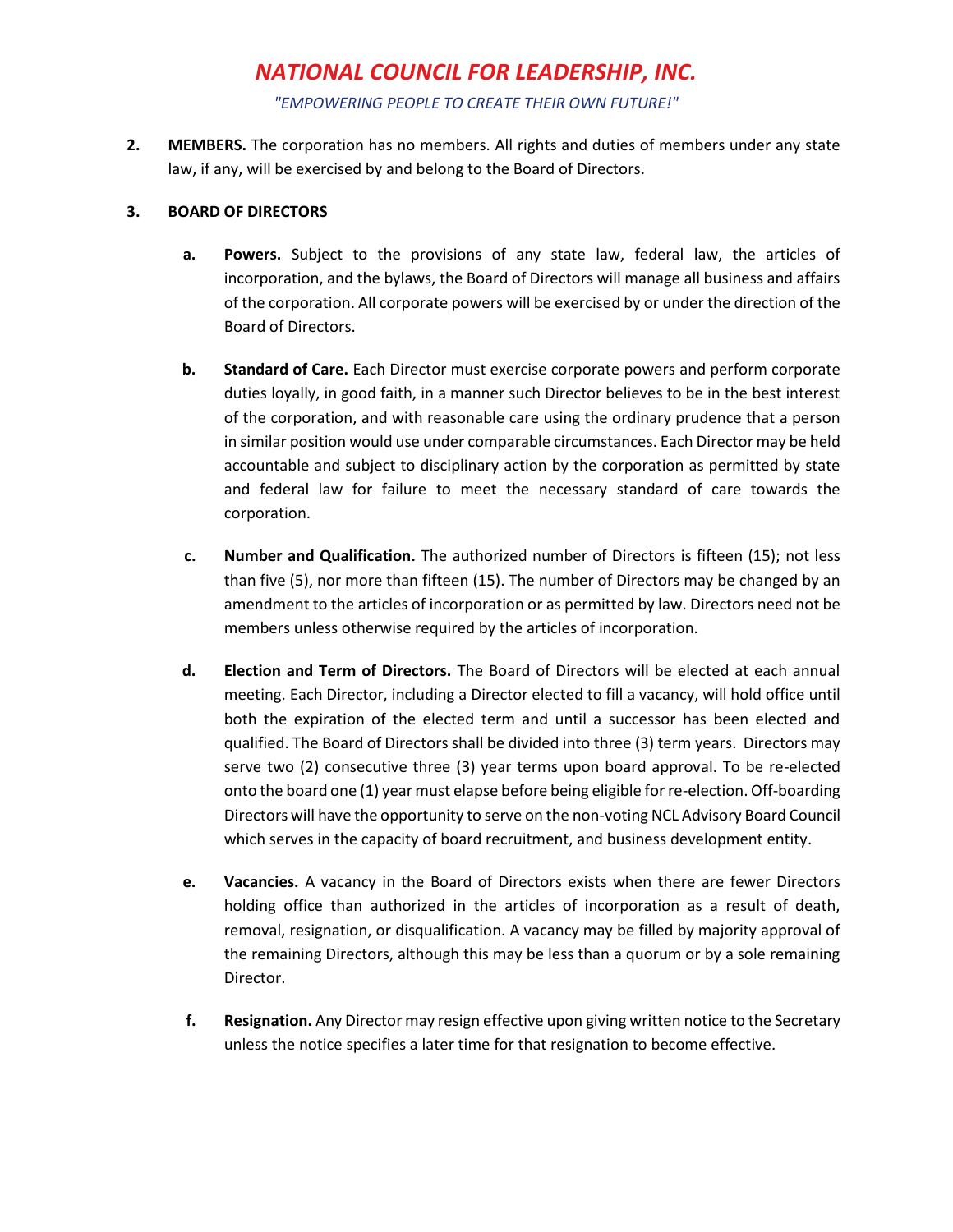**2. MEMBERS.** The corporation has no members. All rights and duties of members under any state law, if any, will be exercised by and belong to the Board of Directors.

**3. BOARD OF DIRECTORS**

**a. Powers.** Subject to the provisions of any state law, federal law, the articles of incorporation, and the bylaws, the Board of Directors will manage all business and affairs of the corporation. All corporate powers will be exercised by or under the direction of the Board of Directors.

**b. Standard of Care.** Each Director must exercise corporate powers and perform corporate duties loyally, in good faith, in a manner such Director believes to be in the best interest of the corporation, and with reasonable care using the ordinary prudence that a person in similar position would use under comparable circumstances. Each Director may be held accountable and subject to disciplinary action by the corporation as permitted by state and federal law for failure to meet the necessary standard of care towards the corporation.

**c. Number and Qualification.** The authorized number of Directors is fifteen (15); not less than five (5), nor more than fifteen (15). The number of Directors may be changed by an amendment to the articles of incorporation or as permitted by law. Directors need not be members unless otherwise required by the articles of incorporation.

**d. Election and Term of Directors.** The Board of Directors will be elected at each annual meeting. Each Director, including a Director elected to fill a vacancy, will hold office until both the expiration of the elected term and until a successor has been elected and qualified. The Board of Directors shall be divided into three (3) term years. Directors may serve two (2) consecutive three (3) year terms upon board approval. To be re-elected onto the board one (1) year must elapse before being eligible for re-election. Off-boarding Directors will have the opportunity to serve on the non-voting NCL Advisory Board Council which serves in the capacity of board recruitment, and business development entity.

**e. Vacancies.** A vacancy in the Board of Directors exists when there are fewer Directors holding office than authorized in the articles of incorporation as a result of death, removal, resignation, or disqualification. A vacancy may be filled by majority approval of the remaining Directors, although this may be less than a quorum or by a sole remaining Director.

**f. Resignation.** Any Director may resign effective upon giving written notice to the Secretary unless the notice specifies a later time for that resignation to become effective.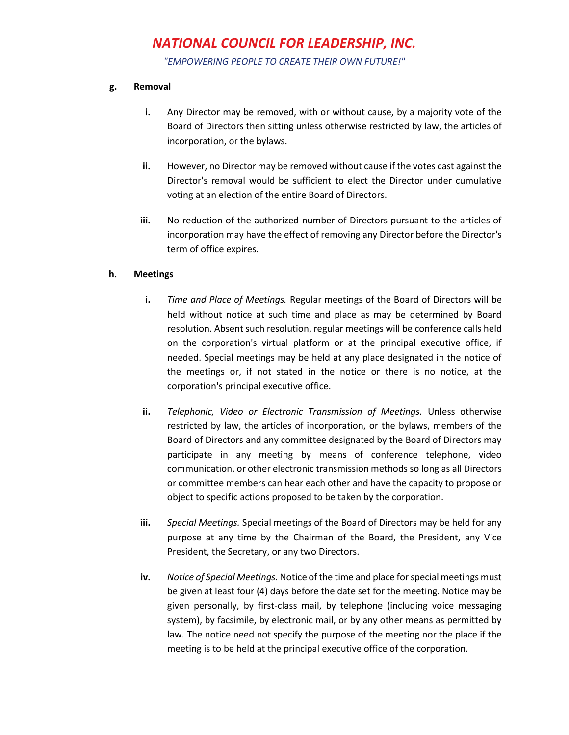**g. Removal**

- **i.** Any Director may be removed, with or without cause, by a majority vote of the Board of Directors then sitting unless otherwise restricted by law, the articles of incorporation, or the bylaws.

- **ii.** However, no Director may be removed without cause if the votes cast against the Director's removal would be sufficient to elect the Director under cumulative voting at an election of the entire Board of Directors.

- **iii.** No reduction of the authorized number of Directors pursuant to the articles of incorporation may have the effect of removing any Director before the Director's term of office expires.

**h. Meetings**

- **i.** *Time and Place of Meetings.* Regular meetings of the Board of Directors will be held without notice at such time and place as may be determined by Board resolution. Absent such resolution, regular meetings will be conference calls held on the corporation's virtual platform or at the principal executive office, if needed. Special meetings may be held at any place designated in the notice of the meetings or, if not stated in the notice or there is no notice, at the corporation's principal executive office.

- **ii.** *Telephonic, Video or Electronic Transmission of Meetings.* Unless otherwise restricted by law, the articles of incorporation, or the bylaws, members of the Board of Directors and any committee designated by the Board of Directors may participate in any meeting by means of conference telephone, video communication, or other electronic transmission methods so long as all Directors or committee members can hear each other and have the capacity to propose or object to specific actions proposed to be taken by the corporation.

- **iii.** *Special Meetings.* Special meetings of the Board of Directors may be held for any purpose at any time by the Chairman of the Board, the President, any Vice President, the Secretary, or any two Directors.

- **iv.** *Notice of Special Meetings.* Notice of the time and place for special meetings must be given at least four (4) days before the date set for the meeting. Notice may be given personally, by first-class mail, by telephone (including voice messaging system), by facsimile, by electronic mail, or by any other means as permitted by law. The notice need not specify the purpose of the meeting nor the place if the meeting is to be held at the principal executive office of the corporation.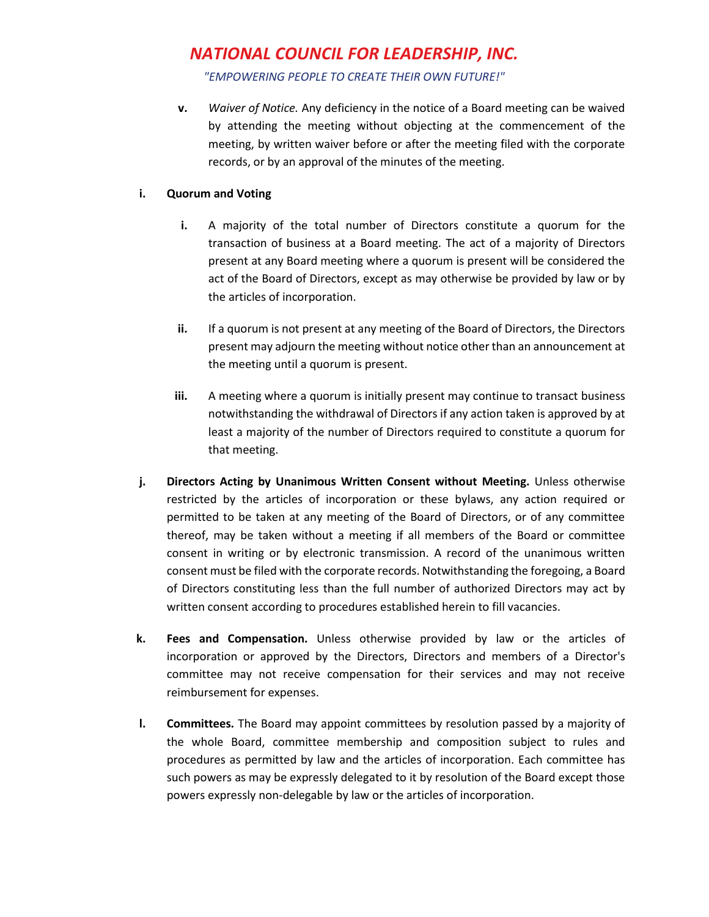v. *Waiver of Notice.* Any deficiency in the notice of a Board meeting can be waived by attending the meeting without objecting at the commencement of the meeting, by written waiver before or after the meeting filed with the corporate records, or by an approval of the minutes of the meeting.

i. **Quorum and Voting**

i. A majority of the total number of Directors constitute a quorum for the transaction of business at a Board meeting. The act of a majority of Directors present at any Board meeting where a quorum is present will be considered the act of the Board of Directors, except as may otherwise be provided by law or by the articles of incorporation.

ii. If a quorum is not present at any meeting of the Board of Directors, the Directors present may adjourn the meeting without notice other than an announcement at the meeting until a quorum is present.

iii. A meeting where a quorum is initially present may continue to transact business notwithstanding the withdrawal of Directors if any action taken is approved by at least a majority of the number of Directors required to constitute a quorum for that meeting.

j. **Directors Acting by Unanimous Written Consent without Meeting.** Unless otherwise restricted by the articles of incorporation or these bylaws, any action required or permitted to be taken at any meeting of the Board of Directors, or of any committee thereof, may be taken without a meeting if all members of the Board or committee consent in writing or by electronic transmission. A record of the unanimous written consent must be filed with the corporate records. Notwithstanding the foregoing, a Board of Directors constituting less than the full number of authorized Directors may act by written consent according to procedures established herein to fill vacancies.

k. **Fees and Compensation.** Unless otherwise provided by law or the articles of incorporation or approved by the Directors, Directors and members of a Director's committee may not receive compensation for their services and may not receive reimbursement for expenses.

l. **Committees.** The Board may appoint committees by resolution passed by a majority of the whole Board, committee membership and composition subject to rules and procedures as permitted by law and the articles of incorporation. Each committee has such powers as may be expressly delegated to it by resolution of the Board except those powers expressly non-delegable by law or the articles of incorporation.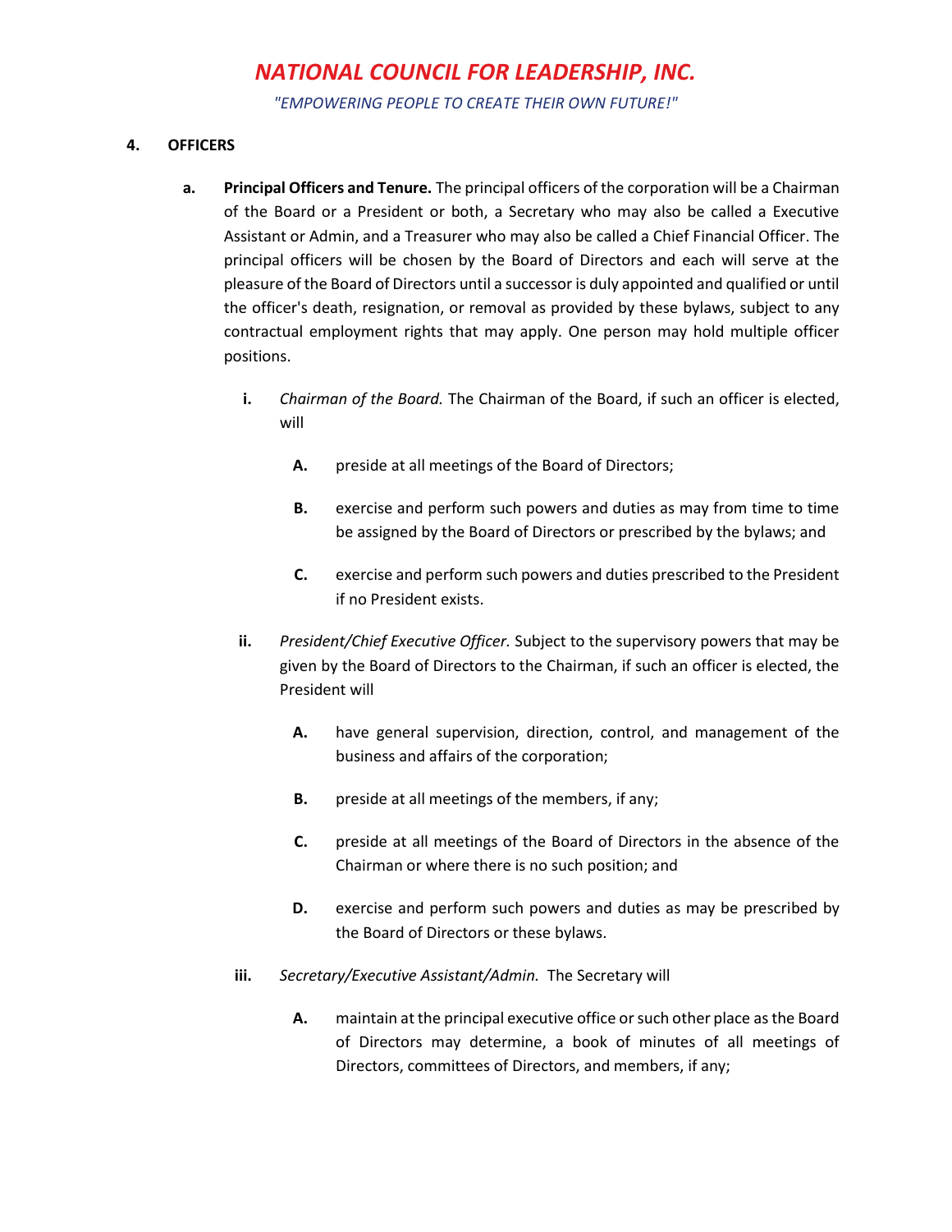## 4. OFFICERS

**a. Principal Officers and Tenure.** The principal officers of the corporation will be a Chairman of the Board or a President or both, a Secretary who may also be called a Executive Assistant or Admin, and a Treasurer who may also be called a Chief Financial Officer. The principal officers will be chosen by the Board of Directors and each will serve at the pleasure of the Board of Directors until a successor is duly appointed and qualified or until the officer's death, resignation, or removal as provided by these bylaws, subject to any contractual employment rights that may apply. One person may hold multiple officer positions.

**i.** *Chairman of the Board.* The Chairman of the Board, if such an officer is elected, will

- **A.** preside at all meetings of the Board of Directors;
- **B.** exercise and perform such powers and duties as may from time to time be assigned by the Board of Directors or prescribed by the bylaws; and
- **C.** exercise and perform such powers and duties prescribed to the President if no President exists.

**ii.** *President/Chief Executive Officer.* Subject to the supervisory powers that may be given by the Board of Directors to the Chairman, if such an officer is elected, the President will

- **A.** have general supervision, direction, control, and management of the business and affairs of the corporation;
- **B.** preside at all meetings of the members, if any;
- **C.** preside at all meetings of the Board of Directors in the absence of the Chairman or where there is no such position; and
- **D.** exercise and perform such powers and duties as may be prescribed by the Board of Directors or these bylaws.

**iii.** *Secretary/Executive Assistant/Admin.* The Secretary will

- **A.** maintain at the principal executive office or such other place as the Board of Directors may determine, a book of minutes of all meetings of Directors, committees of Directors, and members, if any;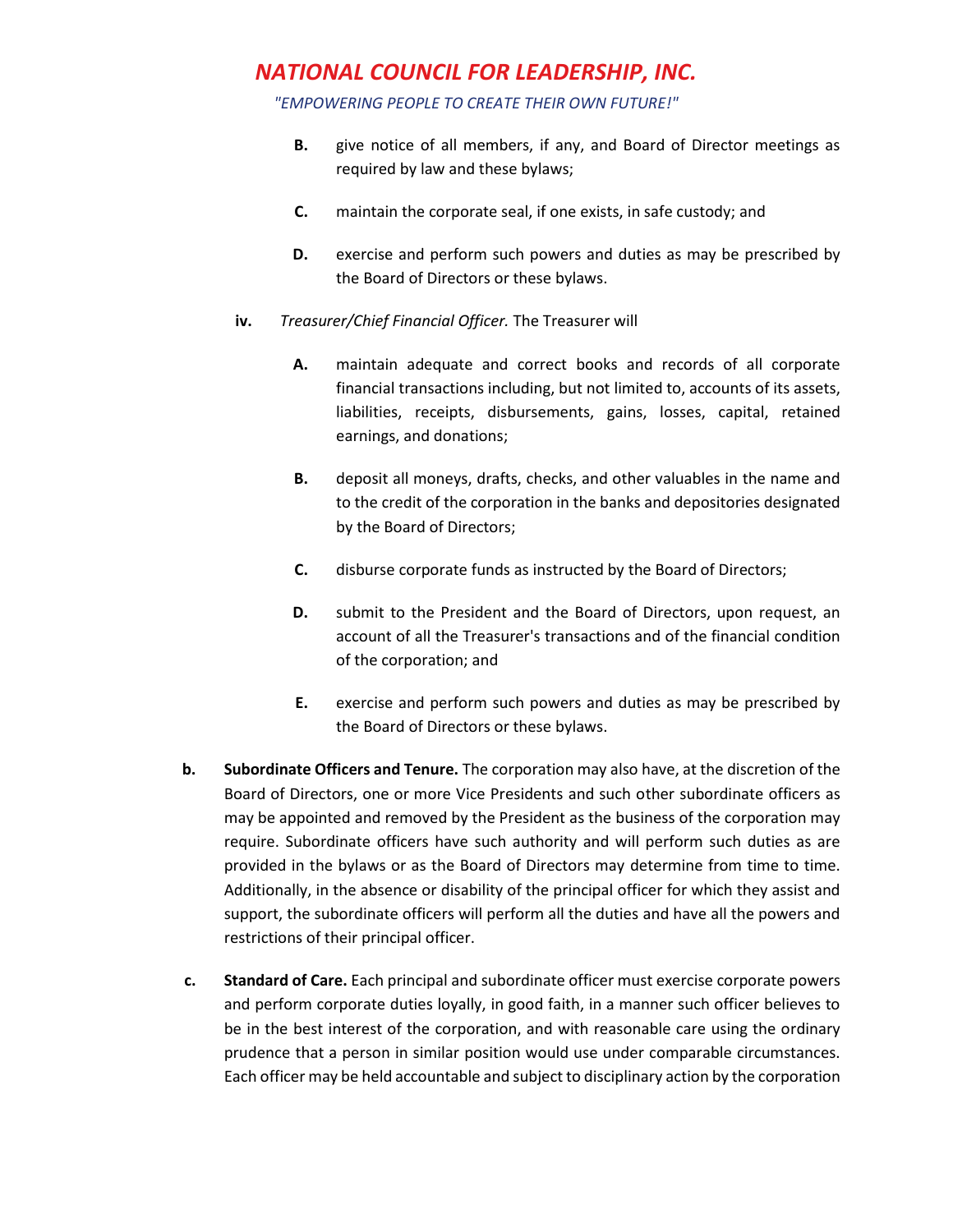**B.** give notice of all members, if any, and Board of Director meetings as required by law and these bylaws;

**C.** maintain the corporate seal, if one exists, in safe custody; and

**D.** exercise and perform such powers and duties as may be prescribed by the Board of Directors or these bylaws.

**iv.** *Treasurer/Chief Financial Officer.* The Treasurer will

**A.** maintain adequate and correct books and records of all corporate financial transactions including, but not limited to, accounts of its assets, liabilities, receipts, disbursements, gains, losses, capital, retained earnings, and donations;

**B.** deposit all moneys, drafts, checks, and other valuables in the name and to the credit of the corporation in the banks and depositories designated by the Board of Directors;

**C.** disburse corporate funds as instructed by the Board of Directors;

**D.** submit to the President and the Board of Directors, upon request, an account of all the Treasurer's transactions and of the financial condition of the corporation; and

**E.** exercise and perform such powers and duties as may be prescribed by the Board of Directors or these bylaws.

**b.** **Subordinate Officers and Tenure.** The corporation may also have, at the discretion of the Board of Directors, one or more Vice Presidents and such other subordinate officers as may be appointed and removed by the President as the business of the corporation may require. Subordinate officers have such authority and will perform such duties as are provided in the bylaws or as the Board of Directors may determine from time to time. Additionally, in the absence or disability of the principal officer for which they assist and support, the subordinate officers will perform all the duties and have all the powers and restrictions of their principal officer.

**c.** **Standard of Care.** Each principal and subordinate officer must exercise corporate powers and perform corporate duties loyally, in good faith, in a manner such officer believes to be in the best interest of the corporation, and with reasonable care using the ordinary prudence that a person in similar position would use under comparable circumstances. Each officer may be held accountable and subject to disciplinary action by the corporation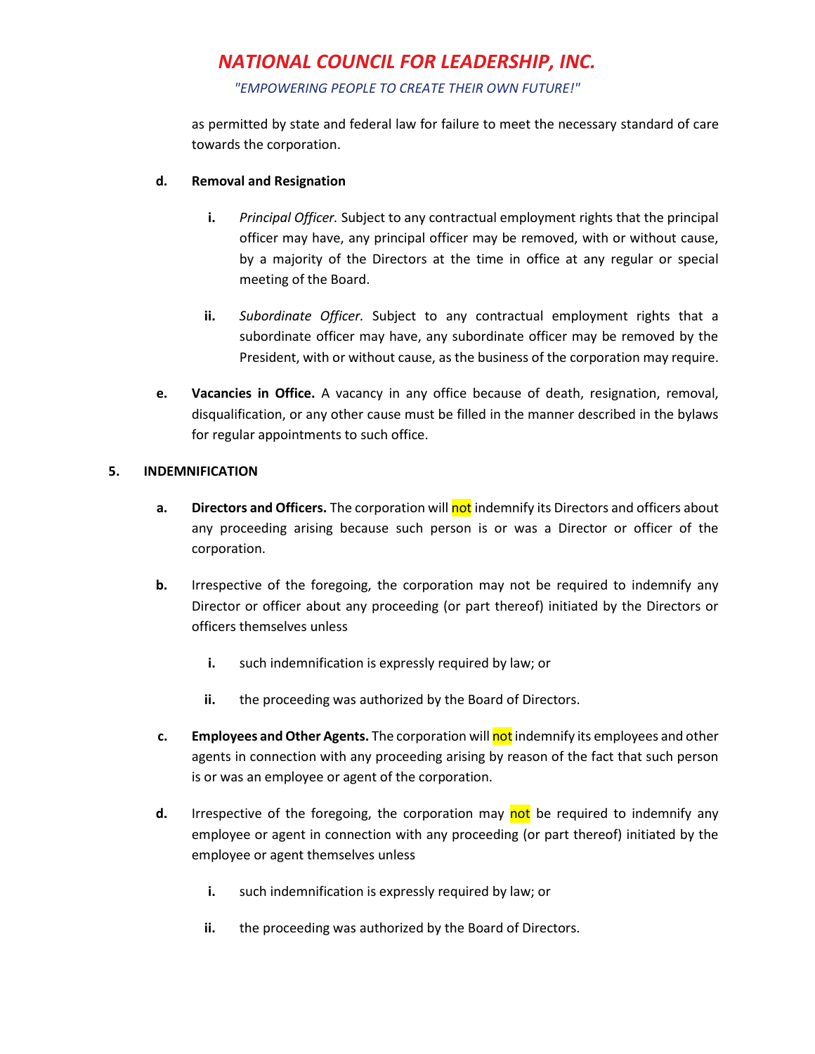as permitted by state and federal law for failure to meet the necessary standard of care towards the corporation.

**d. Removal and Resignation**

**i.** *Principal Officer.* Subject to any contractual employment rights that the principal officer may have, any principal officer may be removed, with or without cause, by a majority of the Directors at the time in office at any regular or special meeting of the Board.

**ii.** *Subordinate Officer.* Subject to any contractual employment rights that a subordinate officer may have, any subordinate officer may be removed by the President, with or without cause, as the business of the corporation may require.

**e. Vacancies in Office.** A vacancy in any office because of death, resignation, removal, disqualification, or any other cause must be filled in the manner described in the bylaws for regular appointments to such office.

**5. INDEMNIFICATION**

**a. Directors and Officers.** The corporation will not indemnify its Directors and officers about any proceeding arising because such person is or was a Director or officer of the corporation.

**b.** Irrespective of the foregoing, the corporation may not be required to indemnify any Director or officer about any proceeding (or part thereof) initiated by the Directors or officers themselves unless

**i.** such indemnification is expressly required by law; or

**ii.** the proceeding was authorized by the Board of Directors.

**c. Employees and Other Agents.** The corporation will not indemnify its employees and other agents in connection with any proceeding arising by reason of the fact that such person is or was an employee or agent of the corporation.

**d.** Irrespective of the foregoing, the corporation may not be required to indemnify any employee or agent in connection with any proceeding (or part thereof) initiated by the employee or agent themselves unless

**i.** such indemnification is expressly required by law; or

**ii.** the proceeding was authorized by the Board of Directors.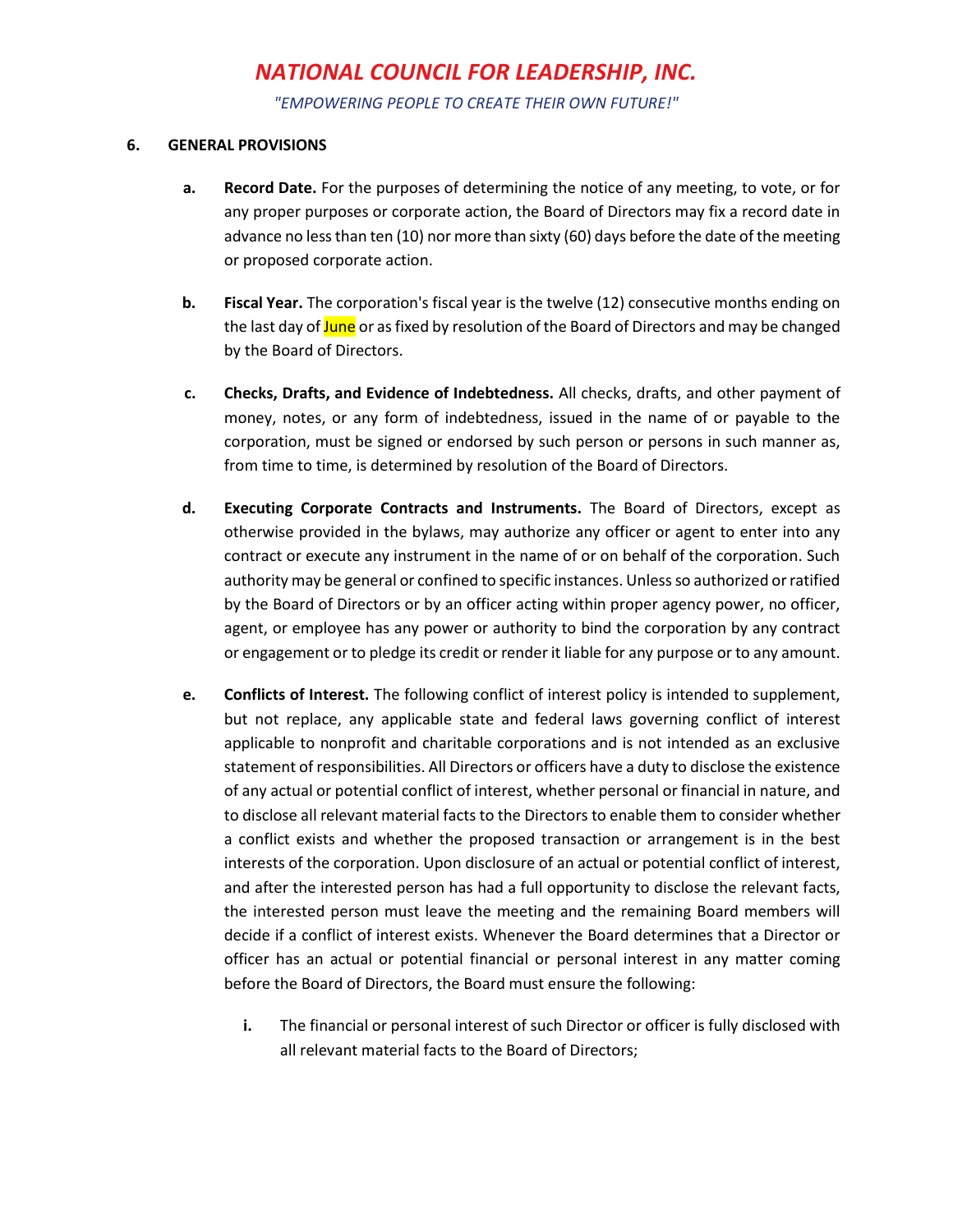### 6. GENERAL PROVISIONS

a. **Record Date.** For the purposes of determining the notice of any meeting, to vote, or for any proper purposes or corporate action, the Board of Directors may fix a record date in advance no less than ten (10) nor more than sixty (60) days before the date of the meeting or proposed corporate action.

b. **Fiscal Year.** The corporation's fiscal year is the twelve (12) consecutive months ending on the last day of June or as fixed by resolution of the Board of Directors and may be changed by the Board of Directors.

c. **Checks, Drafts, and Evidence of Indebtedness.** All checks, drafts, and other payment of money, notes, or any form of indebtedness, issued in the name of or payable to the corporation, must be signed or endorsed by such person or persons in such manner as, from time to time, is determined by resolution of the Board of Directors.

d. **Executing Corporate Contracts and Instruments.** The Board of Directors, except as otherwise provided in the bylaws, may authorize any officer or agent to enter into any contract or execute any instrument in the name of or on behalf of the corporation. Such authority may be general or confined to specific instances. Unless so authorized or ratified by the Board of Directors or by an officer acting within proper agency power, no officer, agent, or employee has any power or authority to bind the corporation by any contract or engagement or to pledge its credit or render it liable for any purpose or to any amount.

e. **Conflicts of Interest.** The following conflict of interest policy is intended to supplement, but not replace, any applicable state and federal laws governing conflict of interest applicable to nonprofit and charitable corporations and is not intended as an exclusive statement of responsibilities. All Directors or officers have a duty to disclose the existence of any actual or potential conflict of interest, whether personal or financial in nature, and to disclose all relevant material facts to the Directors to enable them to consider whether a conflict exists and whether the proposed transaction or arrangement is in the best interests of the corporation. Upon disclosure of an actual or potential conflict of interest, and after the interested person has had a full opportunity to disclose the relevant facts, the interested person must leave the meeting and the remaining Board members will decide if a conflict of interest exists. Whenever the Board determines that a Director or officer has an actual or potential financial or personal interest in any matter coming before the Board of Directors, the Board must ensure the following:

   i. The financial or personal interest of such Director or officer is fully disclosed with all relevant material facts to the Board of Directors;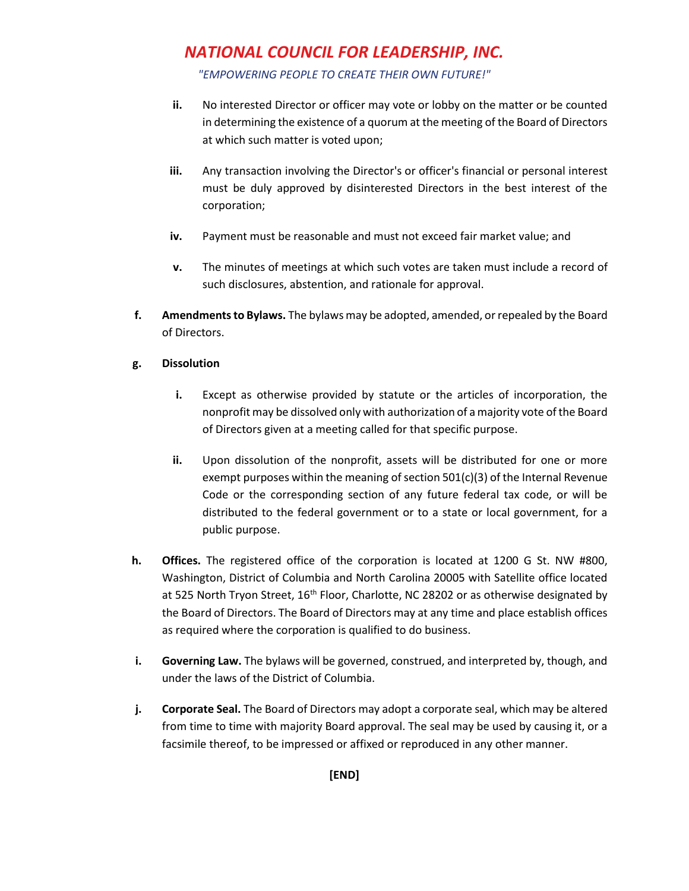ii. No interested Director or officer may vote or lobby on the matter or be counted in determining the existence of a quorum at the meeting of the Board of Directors at which such matter is voted upon;

iii. Any transaction involving the Director's or officer's financial or personal interest must be duly approved by disinterested Directors in the best interest of the corporation;

iv. Payment must be reasonable and must not exceed fair market value; and

v. The minutes of meetings at which such votes are taken must include a record of such disclosures, abstention, and rationale for approval.

f. **Amendments to Bylaws.** The bylaws may be adopted, amended, or repealed by the Board of Directors.

g. **Dissolution**

i. Except as otherwise provided by statute or the articles of incorporation, the nonprofit may be dissolved only with authorization of a majority vote of the Board of Directors given at a meeting called for that specific purpose.

ii. Upon dissolution of the nonprofit, assets will be distributed for one or more exempt purposes within the meaning of section 501(c)(3) of the Internal Revenue Code or the corresponding section of any future federal tax code, or will be distributed to the federal government or to a state or local government, for a public purpose.

h. **Offices.** The registered office of the corporation is located at 1200 G St. NW #800, Washington, District of Columbia and North Carolina 20005 with Satellite office located at 525 North Tryon Street, 16th Floor, Charlotte, NC 28202 or as otherwise designated by the Board of Directors. The Board of Directors may at any time and place establish offices as required where the corporation is qualified to do business.

i. **Governing Law.** The bylaws will be governed, construed, and interpreted by, though, and under the laws of the District of Columbia.

j. **Corporate Seal.** The Board of Directors may adopt a corporate seal, which may be altered from time to time with majority Board approval. The seal may be used by causing it, or a facsimile thereof, to be impressed or affixed or reproduced in any other manner.

**[END]**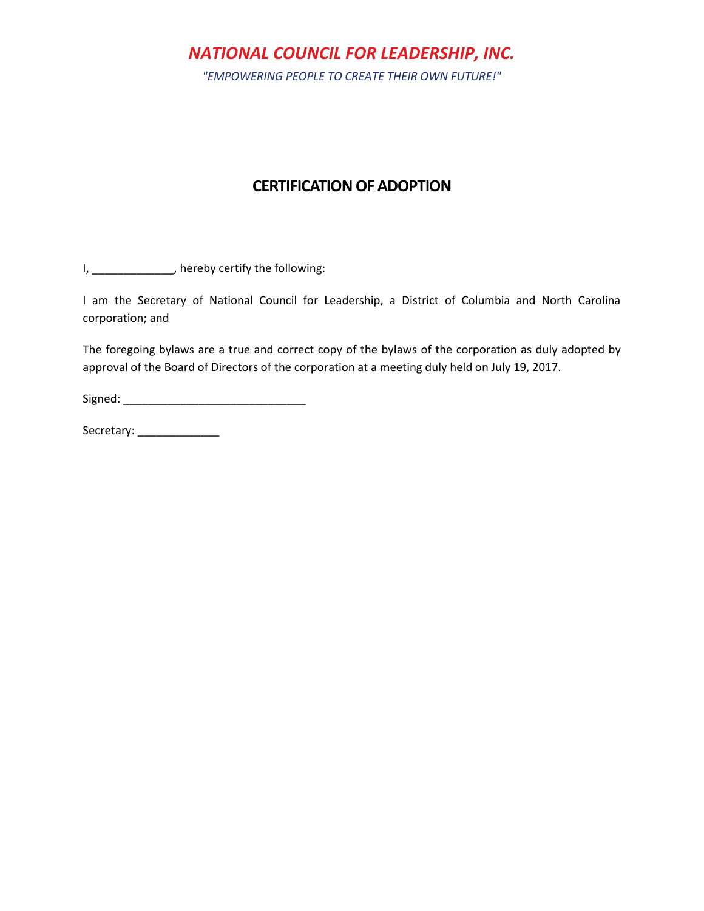*NATIONAL COUNCIL FOR LEADERSHIP, INC.*

*"EMPOWERING PEOPLE TO CREATE THEIR OWN FUTURE!"*

# CERTIFICATION OF ADOPTION

I, _____________, hereby certify the following:

I am the Secretary of National Council for Leadership, a District of Columbia and North Carolina corporation; and

The foregoing bylaws are a true and correct copy of the bylaws of the corporation as duly adopted by approval of the Board of Directors of the corporation at a meeting duly held on July 19, 2017.

Signed: ____________________________

Secretary: _____________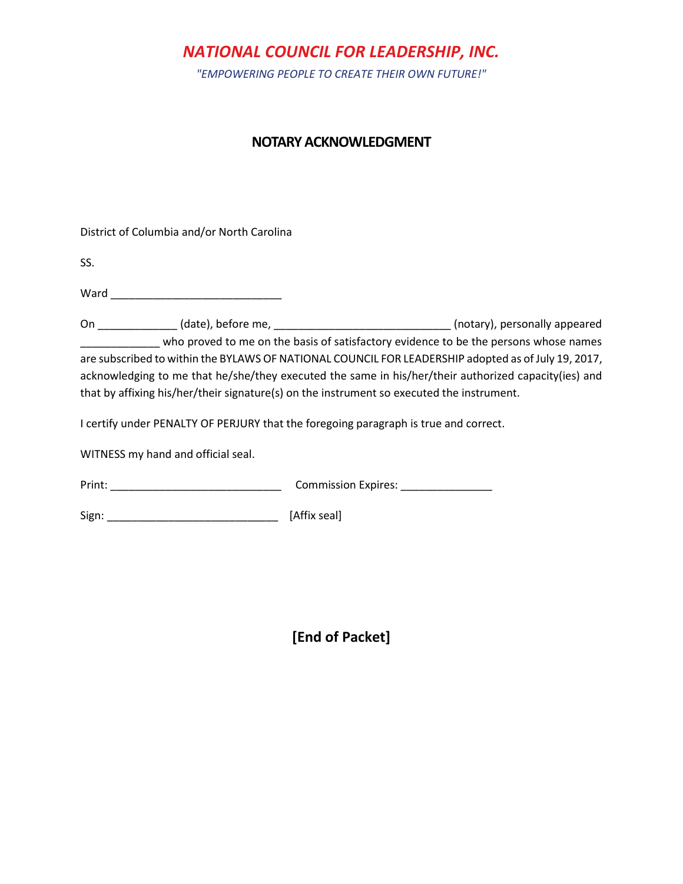*NATIONAL COUNCIL FOR LEADERSHIP, INC.*

*"EMPOWERING PEOPLE TO CREATE THEIR OWN FUTURE!"*

## NOTARY ACKNOWLEDGMENT

District of Columbia and/or North Carolina

SS.

Ward ____________________________

On ____________ (date), before me, ____________________________ (notary), personally appeared ____________ who proved to me on the basis of satisfactory evidence to be the persons whose names are subscribed to within the BYLAWS OF NATIONAL COUNCIL FOR LEADERSHIP adopted as of July 19, 2017, acknowledging to me that he/she/they executed the same in his/her/their authorized capacity(ies) and that by affixing his/her/their signature(s) on the instrument so executed the instrument.

I certify under PENALTY OF PERJURY that the foregoing paragraph is true and correct.

WITNESS my hand and official seal.

Print: ____________________________ Commission Expires: ______________

Sign: ____________________________ [Affix seal]

**[End of Packet]**